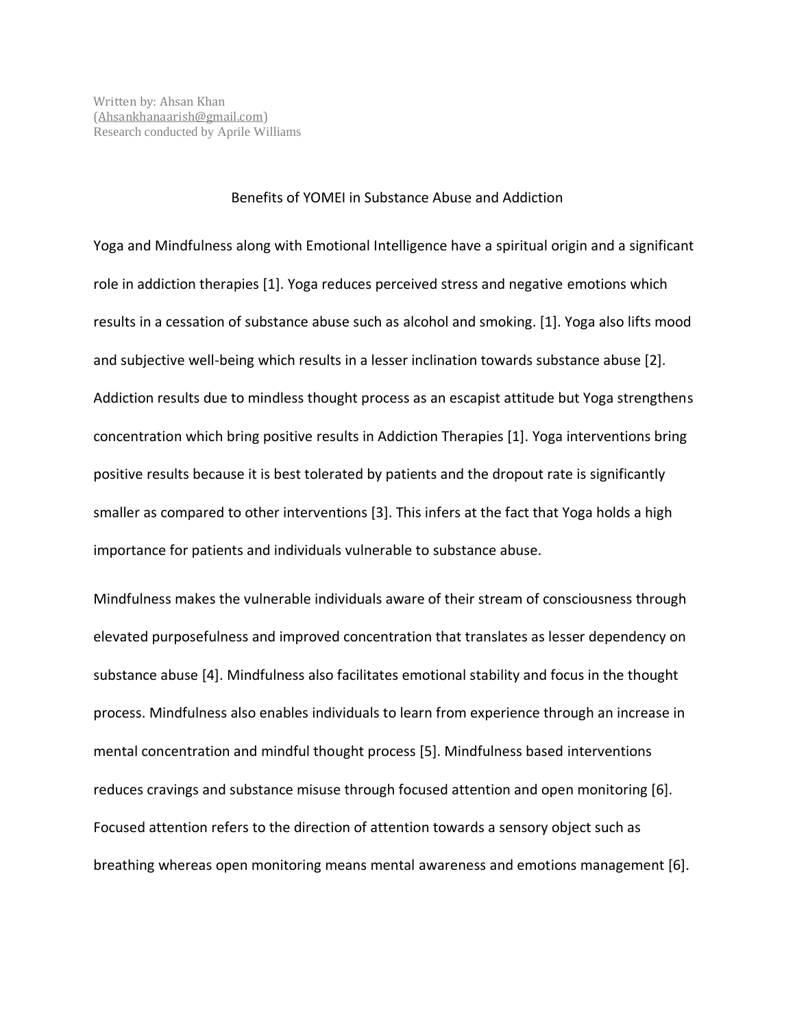Written by: Ahsan Khan
(Ahsankhanaarish@gmail.com)
Research conducted by Aprile Williams

# Benefits of YOMEI in Substance Abuse and Addiction

Yoga and Mindfulness along with Emotional Intelligence have a spiritual origin and a significant role in addiction therapies [1]. Yoga reduces perceived stress and negative emotions which results in a cessation of substance abuse such as alcohol and smoking. [1]. Yoga also lifts mood and subjective well-being which results in a lesser inclination towards substance abuse [2]. Addiction results due to mindless thought process as an escapist attitude but Yoga strengthens concentration which bring positive results in Addiction Therapies [1]. Yoga interventions bring positive results because it is best tolerated by patients and the dropout rate is significantly smaller as compared to other interventions [3]. This infers at the fact that Yoga holds a high importance for patients and individuals vulnerable to substance abuse.

Mindfulness makes the vulnerable individuals aware of their stream of consciousness through elevated purposefulness and improved concentration that translates as lesser dependency on substance abuse [4]. Mindfulness also facilitates emotional stability and focus in the thought process. Mindfulness also enables individuals to learn from experience through an increase in mental concentration and mindful thought process [5]. Mindfulness based interventions reduces cravings and substance misuse through focused attention and open monitoring [6]. Focused attention refers to the direction of attention towards a sensory object such as breathing whereas open monitoring means mental awareness and emotions management [6].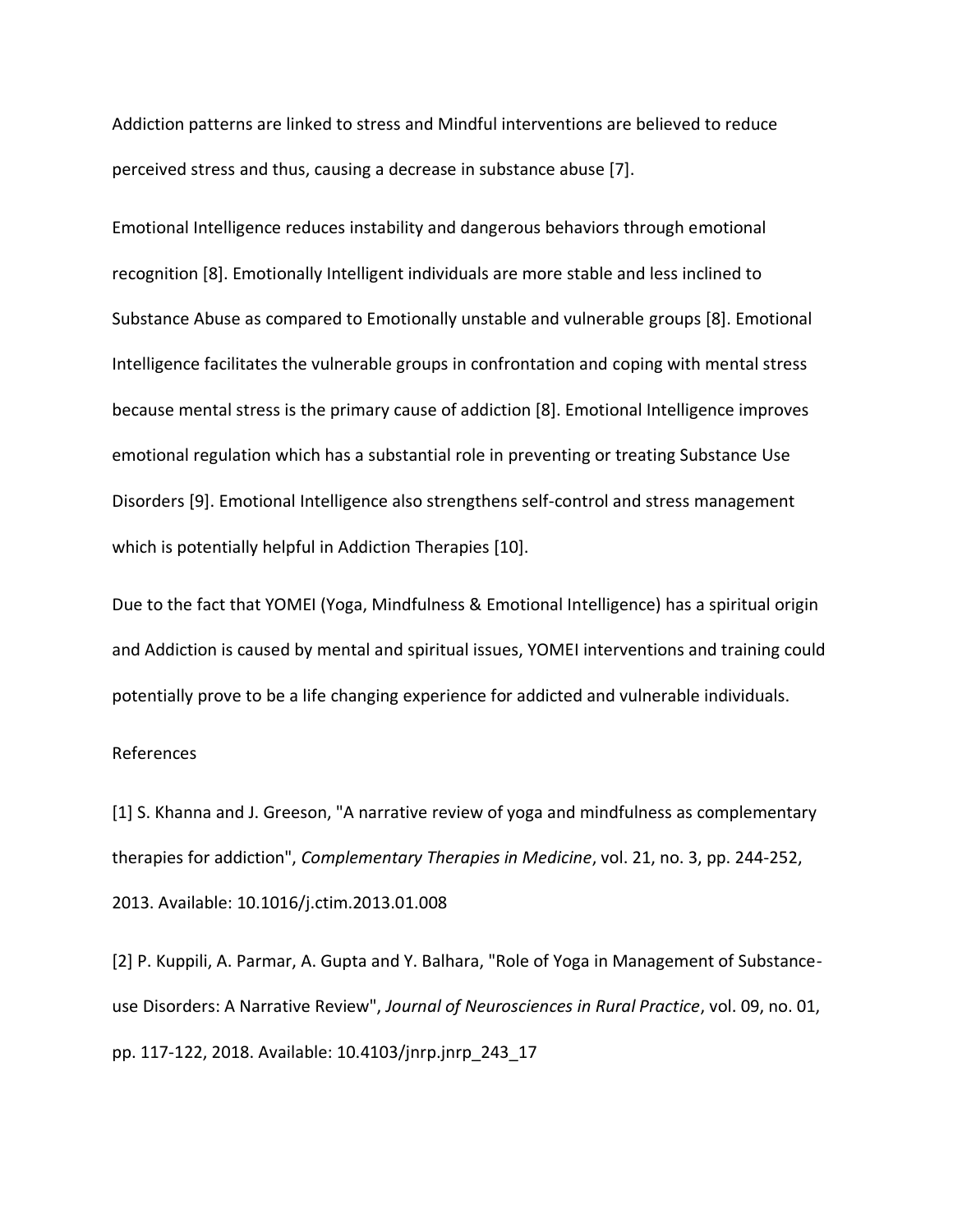Addiction patterns are linked to stress and Mindful interventions are believed to reduce perceived stress and thus, causing a decrease in substance abuse [7].

Emotional Intelligence reduces instability and dangerous behaviors through emotional recognition [8]. Emotionally Intelligent individuals are more stable and less inclined to Substance Abuse as compared to Emotionally unstable and vulnerable groups [8]. Emotional Intelligence facilitates the vulnerable groups in confrontation and coping with mental stress because mental stress is the primary cause of addiction [8]. Emotional Intelligence improves emotional regulation which has a substantial role in preventing or treating Substance Use Disorders [9]. Emotional Intelligence also strengthens self-control and stress management which is potentially helpful in Addiction Therapies [10].

Due to the fact that YOMEI (Yoga, Mindfulness & Emotional Intelligence) has a spiritual origin and Addiction is caused by mental and spiritual issues, YOMEI interventions and training could potentially prove to be a life changing experience for addicted and vulnerable individuals.

References

[1] S. Khanna and J. Greeson, "A narrative review of yoga and mindfulness as complementary therapies for addiction", *Complementary Therapies in Medicine*, vol. 21, no. 3, pp. 244-252, 2013. Available: 10.1016/j.ctim.2013.01.008

[2] P. Kuppili, A. Parmar, A. Gupta and Y. Balhara, "Role of Yoga in Management of Substance-use Disorders: A Narrative Review", *Journal of Neurosciences in Rural Practice*, vol. 09, no. 01, pp. 117-122, 2018. Available: 10.4103/jnrp.jnrp_243_17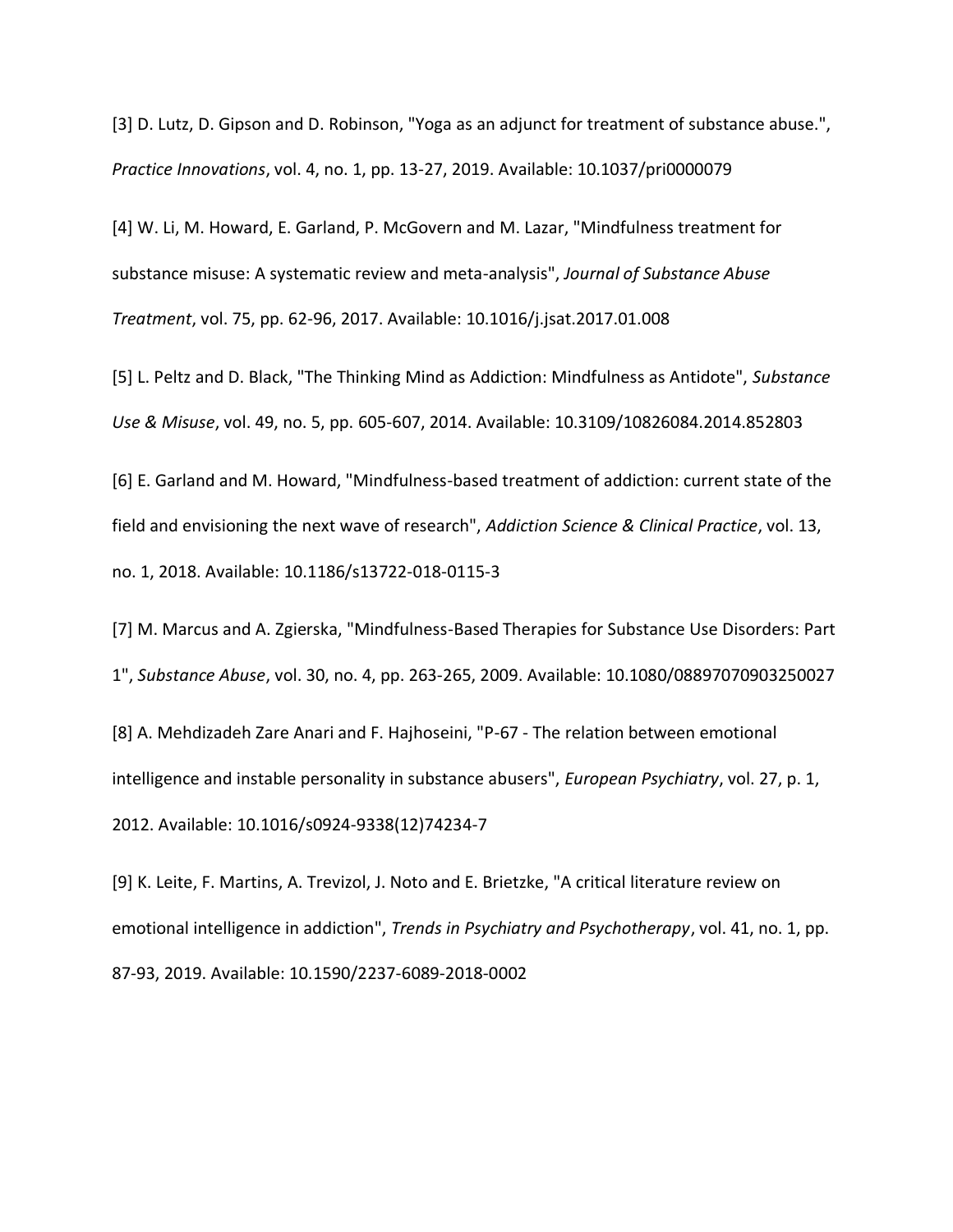[3] D. Lutz, D. Gipson and D. Robinson, "Yoga as an adjunct for treatment of substance abuse.", *Practice Innovations*, vol. 4, no. 1, pp. 13-27, 2019. Available: 10.1037/pri0000079

[4] W. Li, M. Howard, E. Garland, P. McGovern and M. Lazar, "Mindfulness treatment for substance misuse: A systematic review and meta-analysis", *Journal of Substance Abuse Treatment*, vol. 75, pp. 62-96, 2017. Available: 10.1016/j.jsat.2017.01.008

[5] L. Peltz and D. Black, "The Thinking Mind as Addiction: Mindfulness as Antidote", *Substance Use & Misuse*, vol. 49, no. 5, pp. 605-607, 2014. Available: 10.3109/10826084.2014.852803

[6] E. Garland and M. Howard, "Mindfulness-based treatment of addiction: current state of the field and envisioning the next wave of research", *Addiction Science & Clinical Practice*, vol. 13, no. 1, 2018. Available: 10.1186/s13722-018-0115-3

[7] M. Marcus and A. Zgierska, "Mindfulness-Based Therapies for Substance Use Disorders: Part 1", *Substance Abuse*, vol. 30, no. 4, pp. 263-265, 2009. Available: 10.1080/08897070903250027

[8] A. Mehdizadeh Zare Anari and F. Hajhoseini, "P-67 - The relation between emotional intelligence and instable personality in substance abusers", *European Psychiatry*, vol. 27, p. 1, 2012. Available: 10.1016/s0924-9338(12)74234-7

[9] K. Leite, F. Martins, A. Trevizol, J. Noto and E. Brietzke, "A critical literature review on emotional intelligence in addiction", *Trends in Psychiatry and Psychotherapy*, vol. 41, no. 1, pp. 87-93, 2019. Available: 10.1590/2237-6089-2018-0002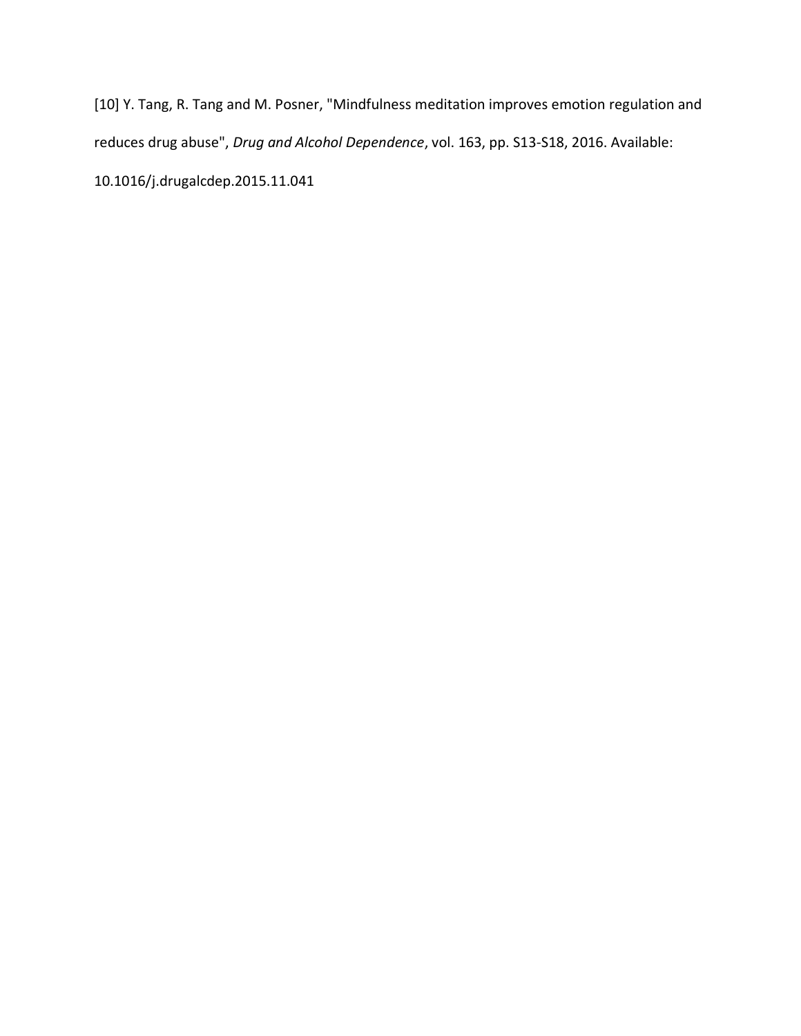[10] Y. Tang, R. Tang and M. Posner, "Mindfulness meditation improves emotion regulation and reduces drug abuse", *Drug and Alcohol Dependence*, vol. 163, pp. S13-S18, 2016. Available: 10.1016/j.drugalcdep.2015.11.041